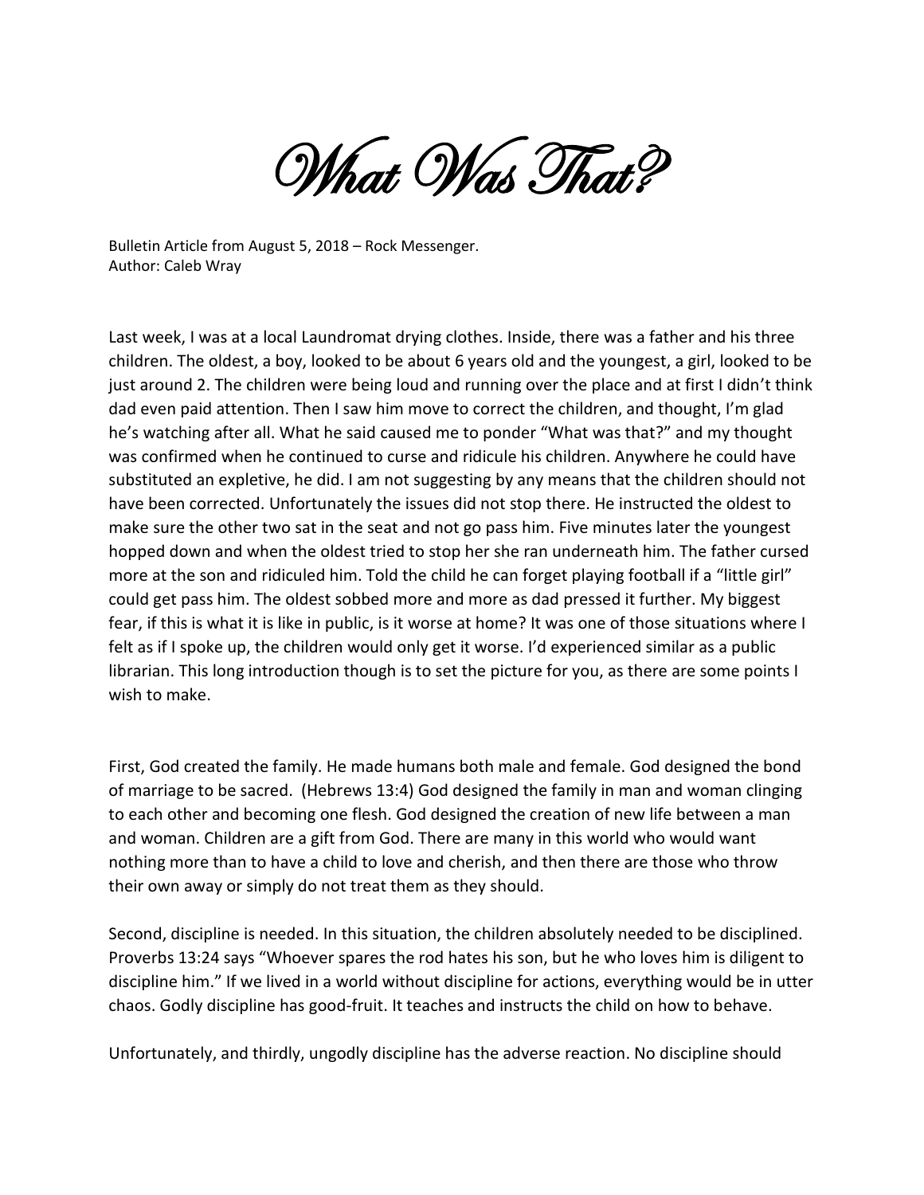# What Was That?

Bulletin Article from August 5, 2018 – Rock Messenger.
Author: Caleb Wray

Last week, I was at a local Laundromat drying clothes. Inside, there was a father and his three children. The oldest, a boy, looked to be about 6 years old and the youngest, a girl, looked to be just around 2. The children were being loud and running over the place and at first I didn't think dad even paid attention. Then I saw him move to correct the children, and thought, I'm glad he's watching after all. What he said caused me to ponder "What was that?" and my thought was confirmed when he continued to curse and ridicule his children. Anywhere he could have substituted an expletive, he did. I am not suggesting by any means that the children should not have been corrected. Unfortunately the issues did not stop there. He instructed the oldest to make sure the other two sat in the seat and not go pass him. Five minutes later the youngest hopped down and when the oldest tried to stop her she ran underneath him. The father cursed more at the son and ridiculed him. Told the child he can forget playing football if a "little girl" could get pass him. The oldest sobbed more and more as dad pressed it further. My biggest fear, if this is what it is like in public, is it worse at home? It was one of those situations where I felt as if I spoke up, the children would only get it worse. I'd experienced similar as a public librarian. This long introduction though is to set the picture for you, as there are some points I wish to make.

First, God created the family. He made humans both male and female. God designed the bond of marriage to be sacred. (Hebrews 13:4) God designed the family in man and woman clinging to each other and becoming one flesh. God designed the creation of new life between a man and woman. Children are a gift from God. There are many in this world who would want nothing more than to have a child to love and cherish, and then there are those who throw their own away or simply do not treat them as they should.

Second, discipline is needed. In this situation, the children absolutely needed to be disciplined. Proverbs 13:24 says "Whoever spares the rod hates his son, but he who loves him is diligent to discipline him." If we lived in a world without discipline for actions, everything would be in utter chaos. Godly discipline has good-fruit. It teaches and instructs the child on how to behave.

Unfortunately, and thirdly, ungodly discipline has the adverse reaction. No discipline should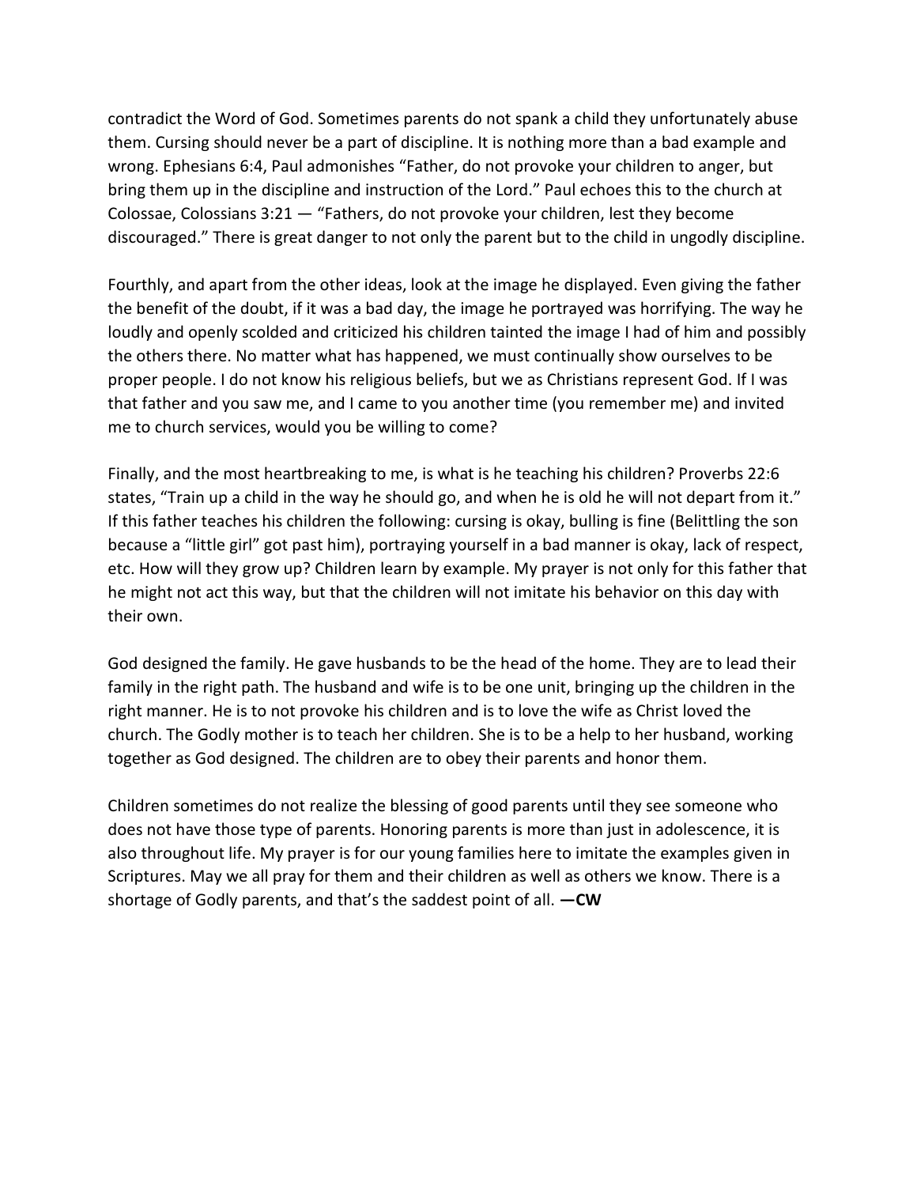contradict the Word of God. Sometimes parents do not spank a child they unfortunately abuse them. Cursing should never be a part of discipline. It is nothing more than a bad example and wrong. Ephesians 6:4, Paul admonishes "Father, do not provoke your children to anger, but bring them up in the discipline and instruction of the Lord." Paul echoes this to the church at Colossae, Colossians 3:21 — "Fathers, do not provoke your children, lest they become discouraged." There is great danger to not only the parent but to the child in ungodly discipline.

Fourthly, and apart from the other ideas, look at the image he displayed. Even giving the father the benefit of the doubt, if it was a bad day, the image he portrayed was horrifying. The way he loudly and openly scolded and criticized his children tainted the image I had of him and possibly the others there. No matter what has happened, we must continually show ourselves to be proper people. I do not know his religious beliefs, but we as Christians represent God. If I was that father and you saw me, and I came to you another time (you remember me) and invited me to church services, would you be willing to come?

Finally, and the most heartbreaking to me, is what is he teaching his children? Proverbs 22:6 states, "Train up a child in the way he should go, and when he is old he will not depart from it." If this father teaches his children the following: cursing is okay, bulling is fine (Belittling the son because a "little girl" got past him), portraying yourself in a bad manner is okay, lack of respect, etc. How will they grow up? Children learn by example. My prayer is not only for this father that he might not act this way, but that the children will not imitate his behavior on this day with their own.

God designed the family. He gave husbands to be the head of the home. They are to lead their family in the right path. The husband and wife is to be one unit, bringing up the children in the right manner. He is to not provoke his children and is to love the wife as Christ loved the church. The Godly mother is to teach her children. She is to be a help to her husband, working together as God designed. The children are to obey their parents and honor them.

Children sometimes do not realize the blessing of good parents until they see someone who does not have those type of parents. Honoring parents is more than just in adolescence, it is also throughout life. My prayer is for our young families here to imitate the examples given in Scriptures. May we all pray for them and their children as well as others we know. There is a shortage of Godly parents, and that's the saddest point of all. **—CW**